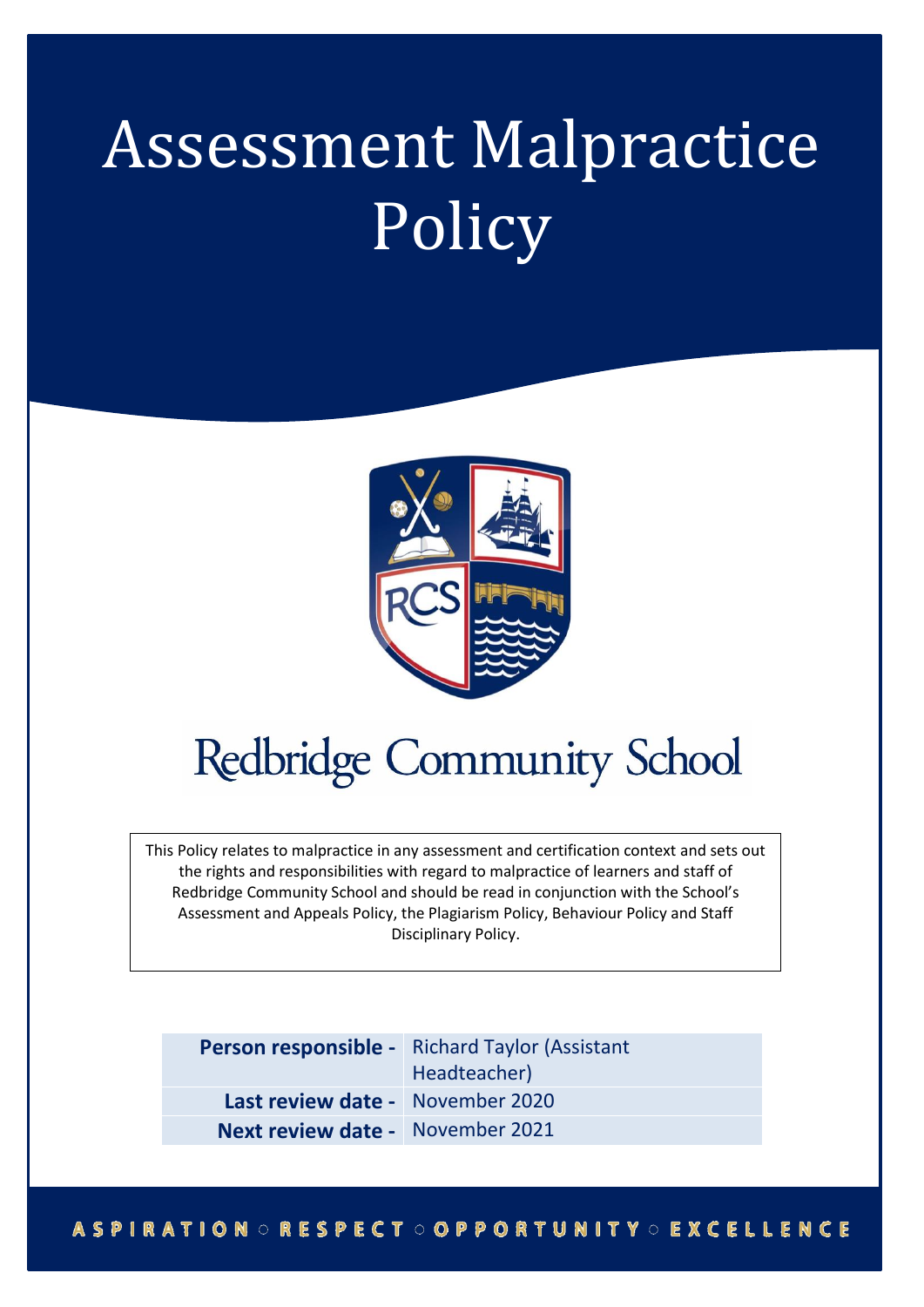# Assessment Malpractice Policy

Redbridge Community School

This Policy relates to malpractice in any assessment and certification context and sets out the rights and responsibilities with regard to malpractice of learners and staff of Redbridge Community School and should be read in conjunction with the School's Assessment and Appeals Policy, the Plagiarism Policy, Behaviour Policy and Staff Disciplinary Policy.

| | |
|---|---|
| **Person responsible -** | Richard Taylor (Assistant Headteacher) |
| **Last review date -** | November 2020 |
| **Next review date -** | November 2021 |

ASPIRATION ○ RESPECT ○ OPPORTUNITY ○ EXCELLENCE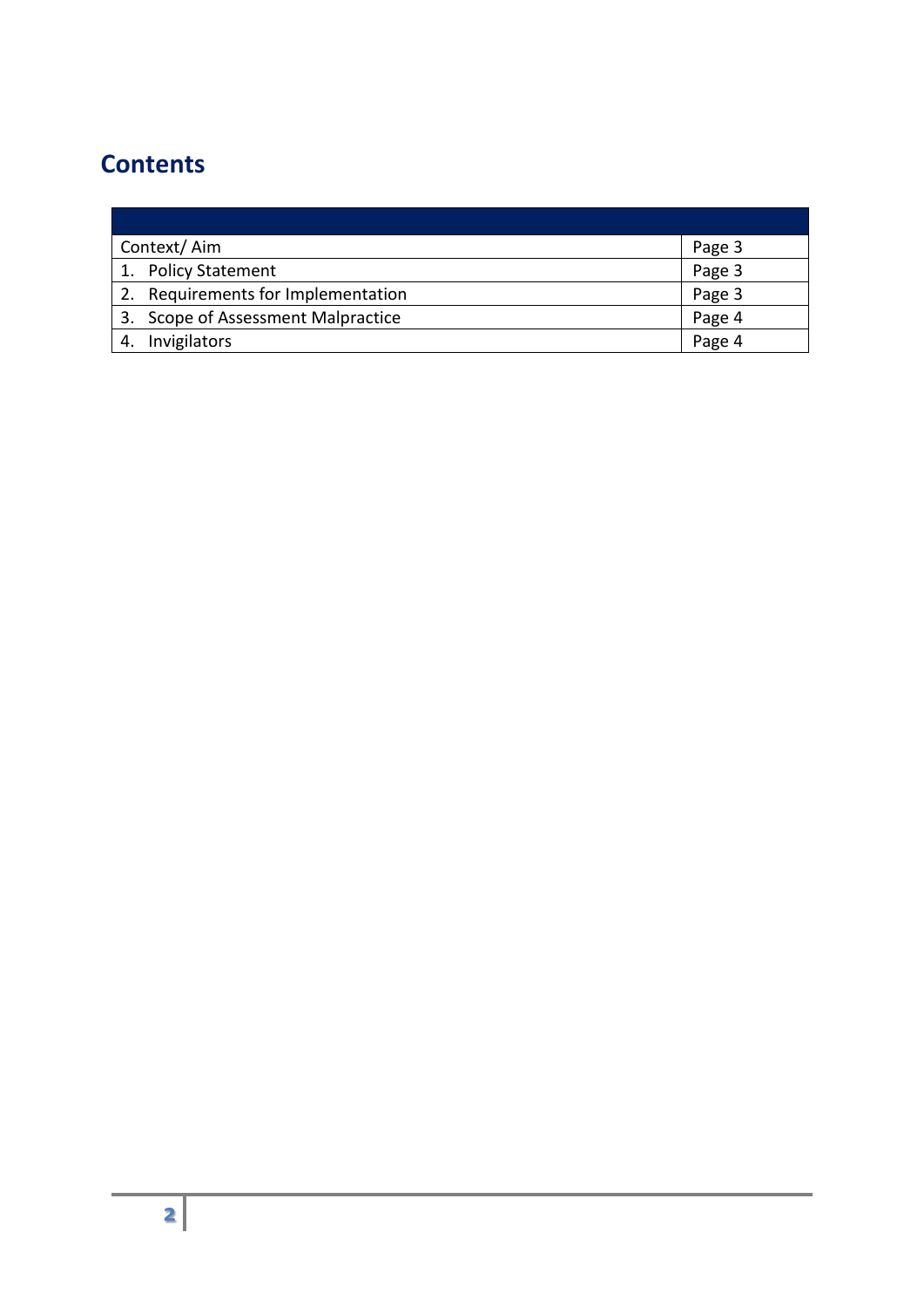## Contents

| | |
|---|---|
| Context/ Aim | Page 3 |
| 1. Policy Statement | Page 3 |
| 2. Requirements for Implementation | Page 3 |
| 3. Scope of Assessment Malpractice | Page 4 |
| 4. Invigilators | Page 4 |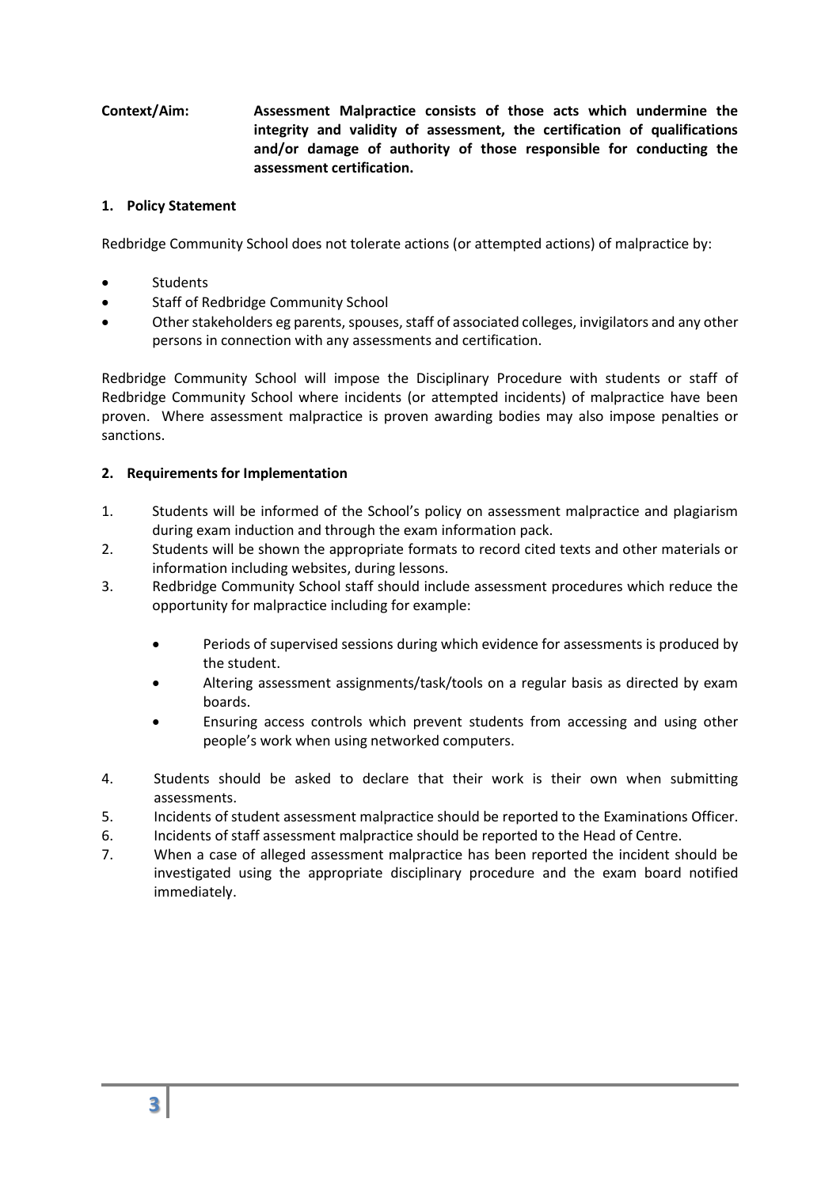**Context/Aim:** **Assessment Malpractice consists of those acts which undermine the integrity and validity of assessment, the certification of qualifications and/or damage of authority of those responsible for conducting the assessment certification.**

## 1. Policy Statement

Redbridge Community School does not tolerate actions (or attempted actions) of malpractice by:

- Students
- Staff of Redbridge Community School
- Other stakeholders eg parents, spouses, staff of associated colleges, invigilators and any other persons in connection with any assessments and certification.

Redbridge Community School will impose the Disciplinary Procedure with students or staff of Redbridge Community School where incidents (or attempted incidents) of malpractice have been proven. Where assessment malpractice is proven awarding bodies may also impose penalties or sanctions.

## 2. Requirements for Implementation

1. Students will be informed of the School's policy on assessment malpractice and plagiarism during exam induction and through the exam information pack.
2. Students will be shown the appropriate formats to record cited texts and other materials or information including websites, during lessons.
3. Redbridge Community School staff should include assessment procedures which reduce the opportunity for malpractice including for example:
   - Periods of supervised sessions during which evidence for assessments is produced by the student.
   - Altering assessment assignments/task/tools on a regular basis as directed by exam boards.
   - Ensuring access controls which prevent students from accessing and using other people's work when using networked computers.
4. Students should be asked to declare that their work is their own when submitting assessments.
5. Incidents of student assessment malpractice should be reported to the Examinations Officer.
6. Incidents of staff assessment malpractice should be reported to the Head of Centre.
7. When a case of alleged assessment malpractice has been reported the incident should be investigated using the appropriate disciplinary procedure and the exam board notified immediately.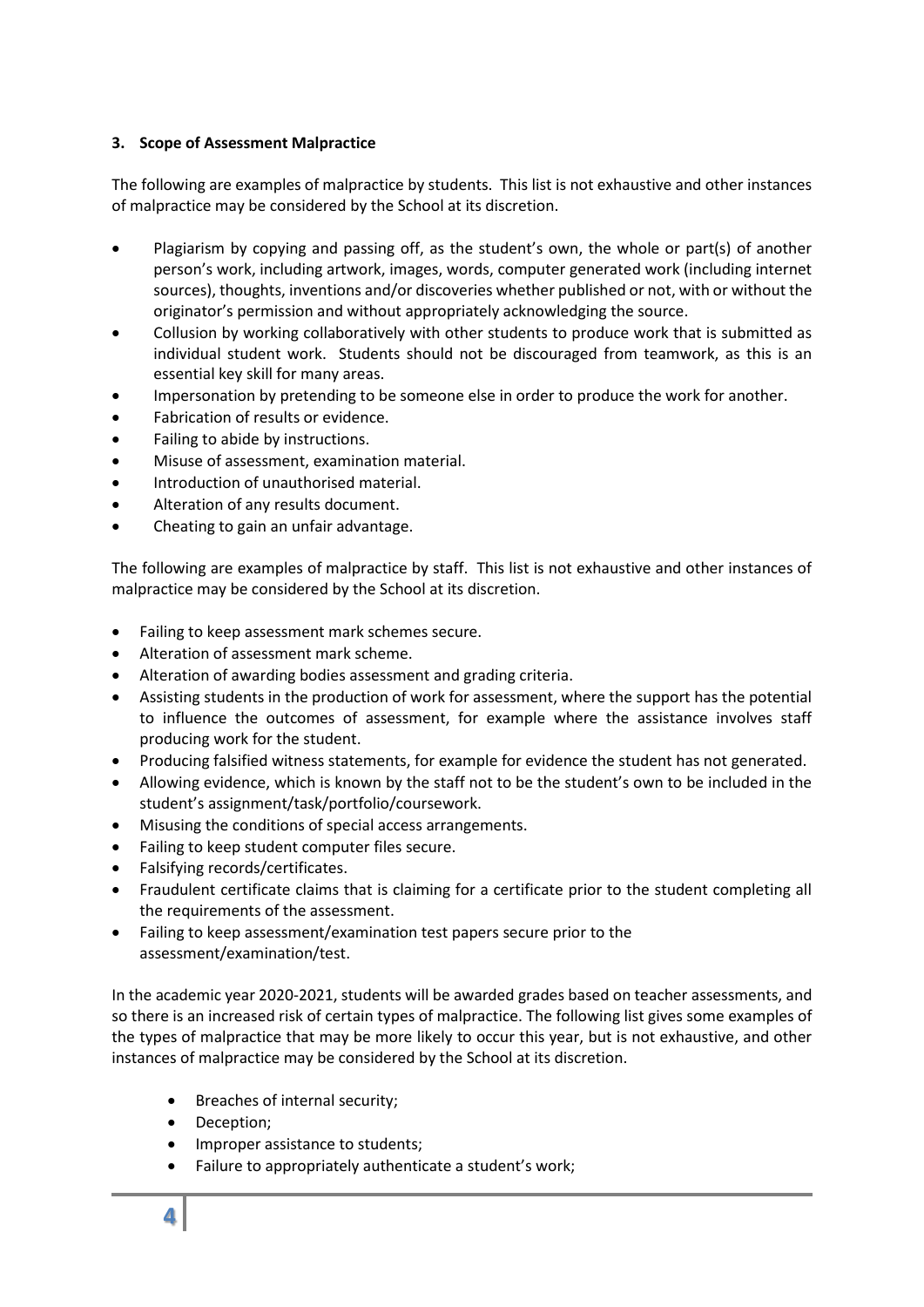### 3. Scope of Assessment Malpractice

The following are examples of malpractice by students. This list is not exhaustive and other instances of malpractice may be considered by the School at its discretion.

- Plagiarism by copying and passing off, as the student's own, the whole or part(s) of another person's work, including artwork, images, words, computer generated work (including internet sources), thoughts, inventions and/or discoveries whether published or not, with or without the originator's permission and without appropriately acknowledging the source.
- Collusion by working collaboratively with other students to produce work that is submitted as individual student work. Students should not be discouraged from teamwork, as this is an essential key skill for many areas.
- Impersonation by pretending to be someone else in order to produce the work for another.
- Fabrication of results or evidence.
- Failing to abide by instructions.
- Misuse of assessment, examination material.
- Introduction of unauthorised material.
- Alteration of any results document.
- Cheating to gain an unfair advantage.

The following are examples of malpractice by staff. This list is not exhaustive and other instances of malpractice may be considered by the School at its discretion.

- Failing to keep assessment mark schemes secure.
- Alteration of assessment mark scheme.
- Alteration of awarding bodies assessment and grading criteria.
- Assisting students in the production of work for assessment, where the support has the potential to influence the outcomes of assessment, for example where the assistance involves staff producing work for the student.
- Producing falsified witness statements, for example for evidence the student has not generated.
- Allowing evidence, which is known by the staff not to be the student's own to be included in the student's assignment/task/portfolio/coursework.
- Misusing the conditions of special access arrangements.
- Failing to keep student computer files secure.
- Falsifying records/certificates.
- Fraudulent certificate claims that is claiming for a certificate prior to the student completing all the requirements of the assessment.
- Failing to keep assessment/examination test papers secure prior to the assessment/examination/test.

In the academic year 2020-2021, students will be awarded grades based on teacher assessments, and so there is an increased risk of certain types of malpractice. The following list gives some examples of the types of malpractice that may be more likely to occur this year, but is not exhaustive, and other instances of malpractice may be considered by the School at its discretion.

- Breaches of internal security;
- Deception;
- Improper assistance to students;
- Failure to appropriately authenticate a student's work;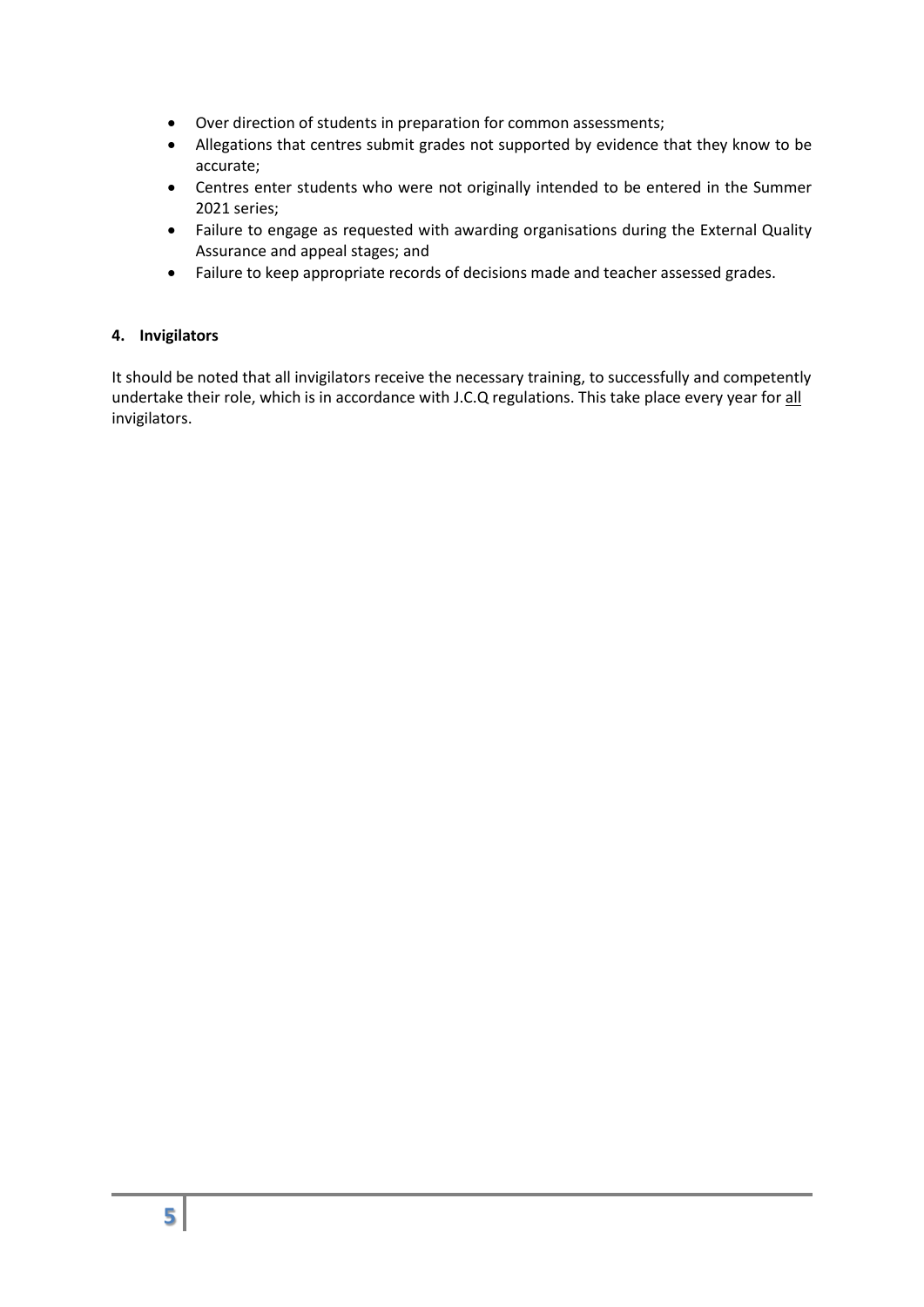- Over direction of students in preparation for common assessments;
- Allegations that centres submit grades not supported by evidence that they know to be accurate;
- Centres enter students who were not originally intended to be entered in the Summer 2021 series;
- Failure to engage as requested with awarding organisations during the External Quality Assurance and appeal stages; and
- Failure to keep appropriate records of decisions made and teacher assessed grades.

#### 4. Invigilators

It should be noted that all invigilators receive the necessary training, to successfully and competently undertake their role, which is in accordance with J.C.Q regulations. This take place every year for <u>all</u> invigilators.